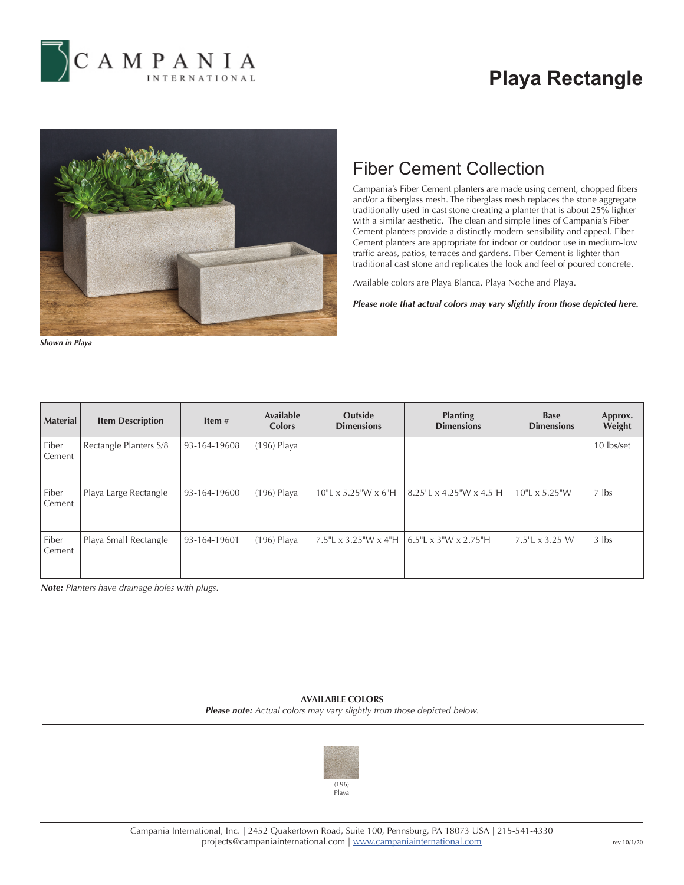# Playa Rectangle

*Shown in Playa*

## Fiber Cement Collection

Campania's Fiber Cement planters are made using cement, chopped fibers and/or a fiberglass mesh. The fiberglass mesh replaces the stone aggregate traditionally used in cast stone creating a planter that is about 25% lighter with a similar aesthetic. The clean and simple lines of Campania's Fiber Cement planters provide a distinctly modern sensibility and appeal. Fiber Cement planters are appropriate for indoor or outdoor use in medium-low traffic areas, patios, terraces and gardens. Fiber Cement is lighter than traditional cast stone and replicates the look and feel of poured concrete.

Available colors are Playa Blanca, Playa Noche and Playa.

***Please note that actual colors may vary slightly from those depicted here.***

| Material | Item Description | Item # | Available Colors | Outside Dimensions | Planting Dimensions | Base Dimensions | Approx. Weight |
|---|---|---|---|---|---|---|---|
| Fiber Cement | Rectangle Planters S/8 | 93-164-19608 | (196) Playa | | | | 10 lbs/set |
| Fiber Cement | Playa Large Rectangle | 93-164-19600 | (196) Playa | 10"L x 5.25"W x 6"H | 8.25"L x 4.25"W x 4.5"H | 10"L x 5.25"W | 7 lbs |
| Fiber Cement | Playa Small Rectangle | 93-164-19601 | (196) Playa | 7.5"L x 3.25"W x 4"H | 6.5"L x 3"W x 2.75"H | 7.5"L x 3.25"W | 3 lbs |

***Note:*** *Planters have drainage holes with plugs.*

**AVAILABLE COLORS**

***Please note:*** *Actual colors may vary slightly from those depicted below.*

(196)
Playa

Campania International, Inc. | 2452 Quakertown Road, Suite 100, Pennsburg, PA 18073 USA | 215-541-4330
projects@campaniainternational.com | www.campaniainternational.com

rev 10/1/20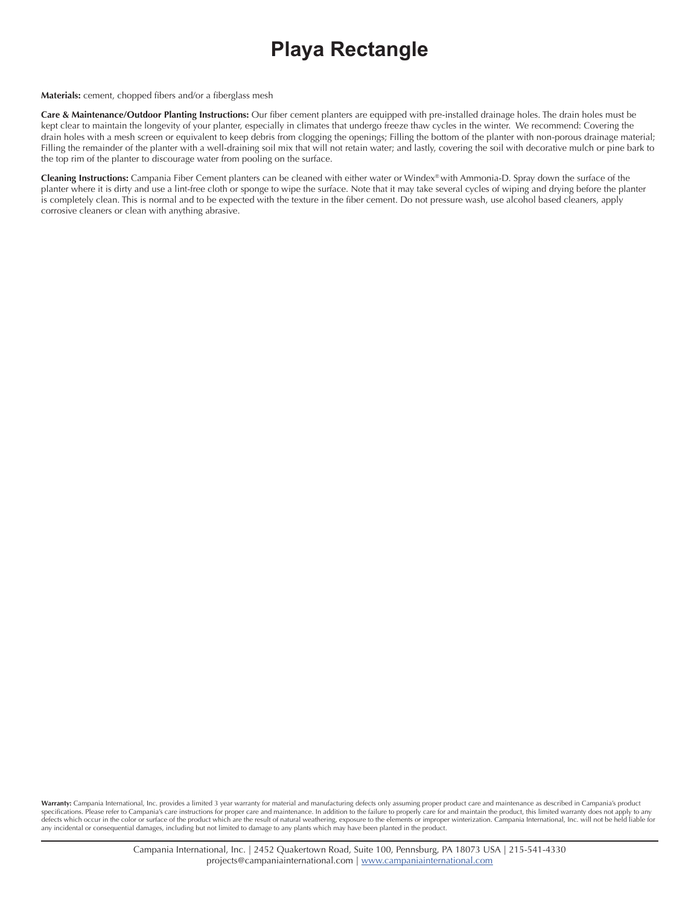# Playa Rectangle

**Materials:** cement, chopped fibers and/or a fiberglass mesh

**Care & Maintenance/Outdoor Planting Instructions:** Our fiber cement planters are equipped with pre-installed drainage holes. The drain holes must be kept clear to maintain the longevity of your planter, especially in climates that undergo freeze thaw cycles in the winter. We recommend: Covering the drain holes with a mesh screen or equivalent to keep debris from clogging the openings; Filling the bottom of the planter with non-porous drainage material; Filling the remainder of the planter with a well-draining soil mix that will not retain water; and lastly, covering the soil with decorative mulch or pine bark to the top rim of the planter to discourage water from pooling on the surface.

**Cleaning Instructions:** Campania Fiber Cement planters can be cleaned with either water or Windex® with Ammonia-D. Spray down the surface of the planter where it is dirty and use a lint-free cloth or sponge to wipe the surface. Note that it may take several cycles of wiping and drying before the planter is completely clean. This is normal and to be expected with the texture in the fiber cement. Do not pressure wash, use alcohol based cleaners, apply corrosive cleaners or clean with anything abrasive.

**Warranty:** Campania International, Inc. provides a limited 3 year warranty for material and manufacturing defects only assuming proper product care and maintenance as described in Campania's product specifications. Please refer to Campania's care instructions for proper care and maintenance. In addition to the failure to properly care for and maintain the product, this limited warranty does not apply to any defects which occur in the color or surface of the product which are the result of natural weathering, exposure to the elements or improper winterization. Campania International, Inc. will not be held liable for any incidental or consequential damages, including but not limited to damage to any plants which may have been planted in the product.

Campania International, Inc. | 2452 Quakertown Road, Suite 100, Pennsburg, PA 18073 USA | 215-541-4330
projects@campaniainternational.com | www.campaniainternational.com